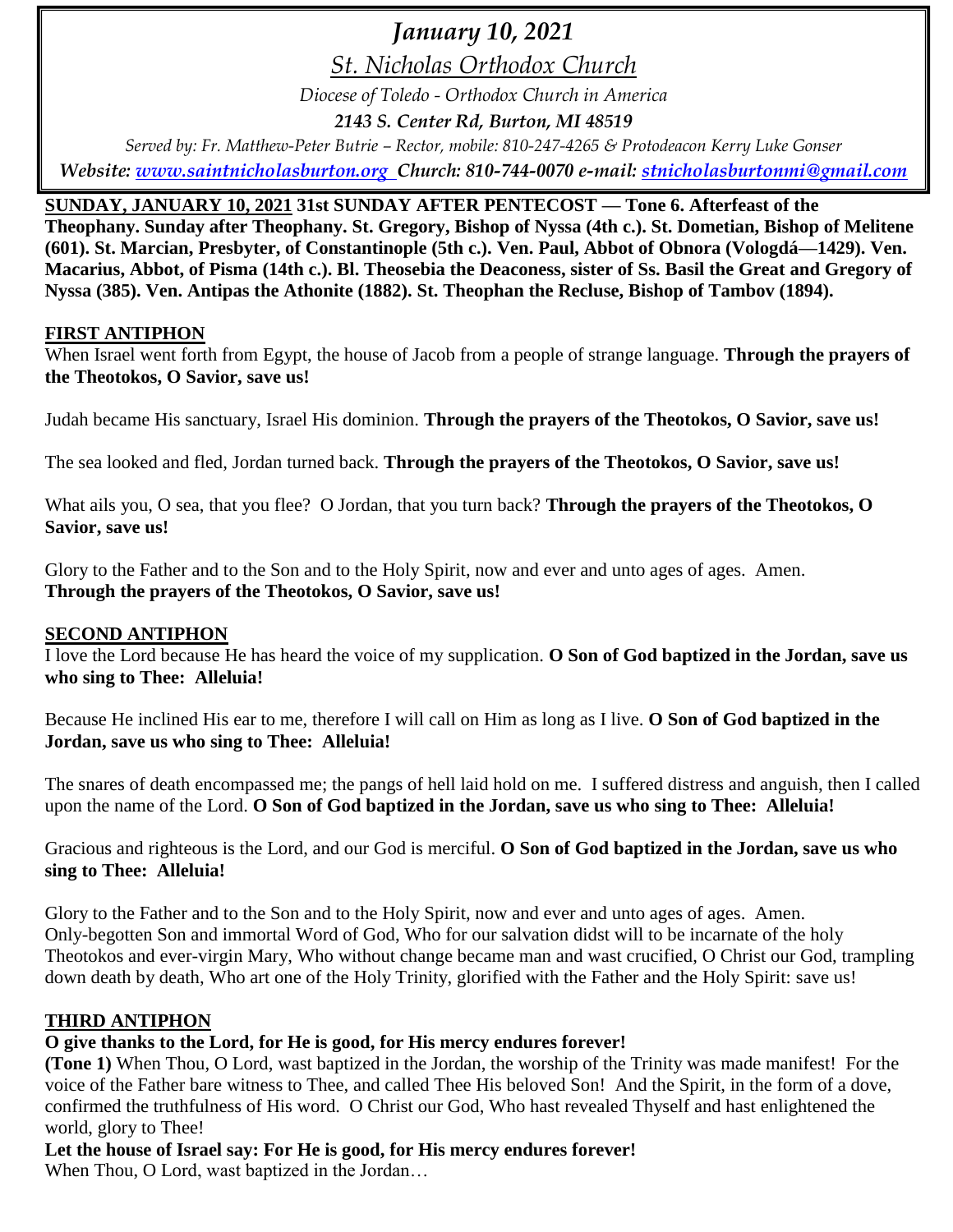# *January 10, 2021*

## *St. Nicholas Orthodox Church*

*Diocese of Toledo - Orthodox Church in America*

***2143 S. Center Rd, Burton, MI 48519***

*Served by: Fr. Matthew-Peter Butrie – Rector, mobile: 810-247-4265 & Protodeacon Kerry Luke Gonser*

***Website: www.saintnicholasburton.org Church: 810-744-0070 e-mail: stnicholasburtonmi@gmail.com***

**SUNDAY, JANUARY 10, 2021 31st SUNDAY AFTER PENTECOST — Tone 6. Afterfeast of the Theophany. Sunday after Theophany. St. Gregory, Bishop of Nyssa (4th c.). St. Dometian, Bishop of Melitene (601). St. Marcian, Presbyter, of Constantinople (5th c.). Ven. Paul, Abbot of Obnora (Vologdá—1429). Ven. Macarius, Abbot, of Pisma (14th c.). Bl. Theosebia the Deaconess, sister of Ss. Basil the Great and Gregory of Nyssa (385). Ven. Antipas the Athonite (1882). St. Theophan the Recluse, Bishop of Tambov (1894).**

### FIRST ANTIPHON

When Israel went forth from Egypt, the house of Jacob from a people of strange language. **Through the prayers of the Theotokos, O Savior, save us!**

Judah became His sanctuary, Israel His dominion. **Through the prayers of the Theotokos, O Savior, save us!**

The sea looked and fled, Jordan turned back. **Through the prayers of the Theotokos, O Savior, save us!**

What ails you, O sea, that you flee? O Jordan, that you turn back? **Through the prayers of the Theotokos, O Savior, save us!**

Glory to the Father and to the Son and to the Holy Spirit, now and ever and unto ages of ages. Amen.
**Through the prayers of the Theotokos, O Savior, save us!**

### SECOND ANTIPHON

I love the Lord because He has heard the voice of my supplication. **O Son of God baptized in the Jordan, save us who sing to Thee: Alleluia!**

Because He inclined His ear to me, therefore I will call on Him as long as I live. **O Son of God baptized in the Jordan, save us who sing to Thee: Alleluia!**

The snares of death encompassed me; the pangs of hell laid hold on me. I suffered distress and anguish, then I called upon the name of the Lord. **O Son of God baptized in the Jordan, save us who sing to Thee: Alleluia!**

Gracious and righteous is the Lord, and our God is merciful. **O Son of God baptized in the Jordan, save us who sing to Thee: Alleluia!**

Glory to the Father and to the Son and to the Holy Spirit, now and ever and unto ages of ages. Amen.
Only-begotten Son and immortal Word of God, Who for our salvation didst will to be incarnate of the holy Theotokos and ever-virgin Mary, Who without change became man and wast crucified, O Christ our God, trampling down death by death, Who art one of the Holy Trinity, glorified with the Father and the Holy Spirit: save us!

### THIRD ANTIPHON

**O give thanks to the Lord, for He is good, for His mercy endures forever!**
**(Tone 1)** When Thou, O Lord, wast baptized in the Jordan, the worship of the Trinity was made manifest! For the voice of the Father bare witness to Thee, and called Thee His beloved Son! And the Spirit, in the form of a dove, confirmed the truthfulness of His word. O Christ our God, Who hast revealed Thyself and hast enlightened the world, glory to Thee!
**Let the house of Israel say: For He is good, for His mercy endures forever!**
When Thou, O Lord, wast baptized in the Jordan…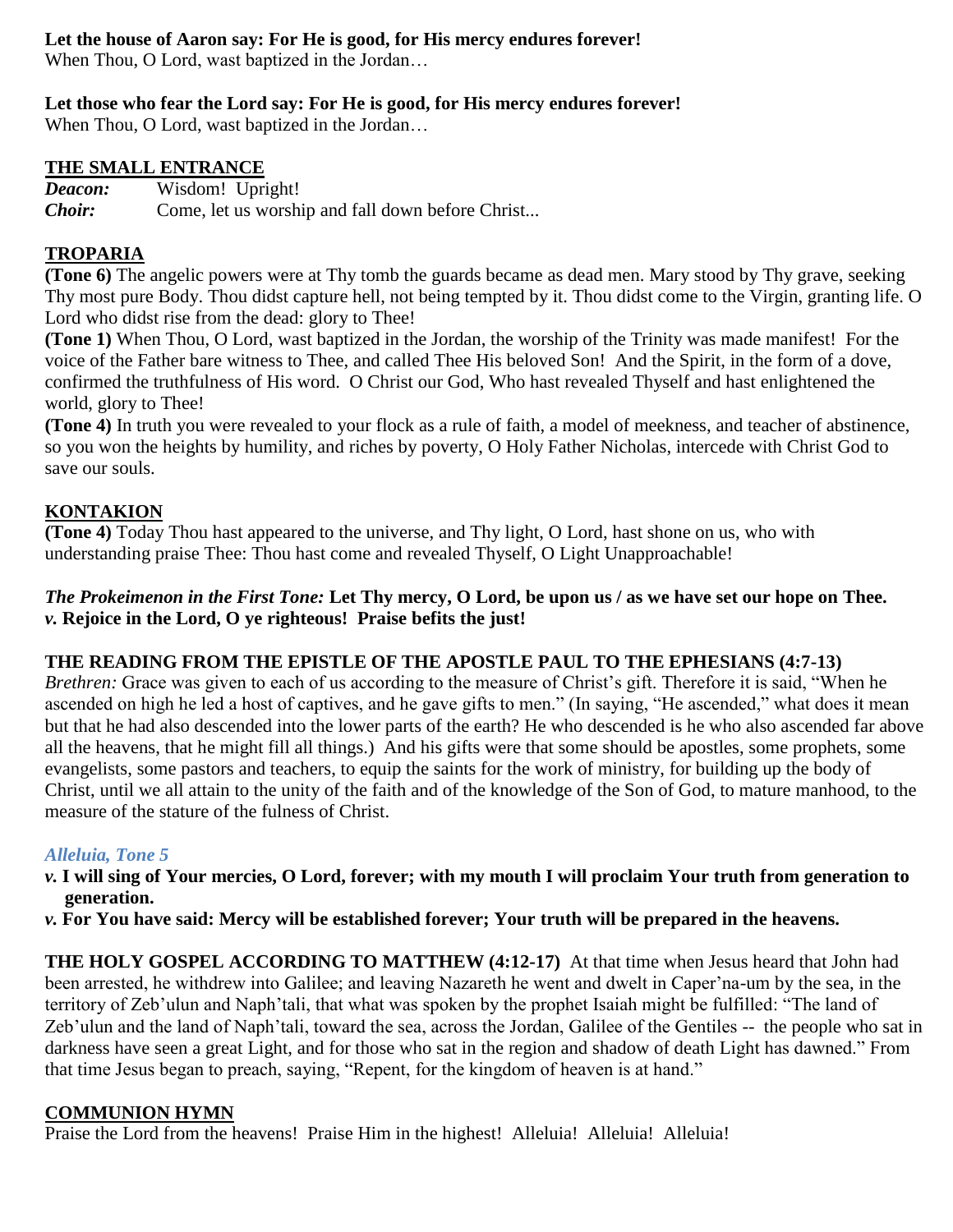**Let the house of Aaron say: For He is good, for His mercy endures forever!**
When Thou, O Lord, wast baptized in the Jordan…

**Let those who fear the Lord say: For He is good, for His mercy endures forever!**
When Thou, O Lord, wast baptized in the Jordan…

## THE SMALL ENTRANCE

***Deacon:*** Wisdom! Upright!
***Choir:*** Come, let us worship and fall down before Christ...

## TROPARIA

**(Tone 6)** The angelic powers were at Thy tomb the guards became as dead men. Mary stood by Thy grave, seeking Thy most pure Body. Thou didst capture hell, not being tempted by it. Thou didst come to the Virgin, granting life. O Lord who didst rise from the dead: glory to Thee!

**(Tone 1)** When Thou, O Lord, wast baptized in the Jordan, the worship of the Trinity was made manifest! For the voice of the Father bare witness to Thee, and called Thee His beloved Son! And the Spirit, in the form of a dove, confirmed the truthfulness of His word. O Christ our God, Who hast revealed Thyself and hast enlightened the world, glory to Thee!

**(Tone 4)** In truth you were revealed to your flock as a rule of faith, a model of meekness, and teacher of abstinence, so you won the heights by humility, and riches by poverty, O Holy Father Nicholas, intercede with Christ God to save our souls.

## KONTAKION

**(Tone 4)** Today Thou hast appeared to the universe, and Thy light, O Lord, hast shone on us, who with understanding praise Thee: Thou hast come and revealed Thyself, O Light Unapproachable!

***The Prokeimenon in the First Tone:*** **Let Thy mercy, O Lord, be upon us / as we have set our hope on Thee.**
***v.*** **Rejoice in the Lord, O ye righteous! Praise befits the just!**

**THE READING FROM THE EPISTLE OF THE APOSTLE PAUL TO THE EPHESIANS (4:7-13)**
*Brethren:* Grace was given to each of us according to the measure of Christ's gift. Therefore it is said, "When he ascended on high he led a host of captives, and he gave gifts to men." (In saying, "He ascended," what does it mean but that he had also descended into the lower parts of the earth? He who descended is he who also ascended far above all the heavens, that he might fill all things.) And his gifts were that some should be apostles, some prophets, some evangelists, some pastors and teachers, to equip the saints for the work of ministry, for building up the body of Christ, until we all attain to the unity of the faith and of the knowledge of the Son of God, to mature manhood, to the measure of the stature of the fulness of Christ.

***Alleluia, Tone 5***
***v.*** **I will sing of Your mercies, O Lord, forever; with my mouth I will proclaim Your truth from generation to generation.**
***v.*** **For You have said: Mercy will be established forever; Your truth will be prepared in the heavens.**

**THE HOLY GOSPEL ACCORDING TO MATTHEW (4:12-17)** At that time when Jesus heard that John had been arrested, he withdrew into Galilee; and leaving Nazareth he went and dwelt in Caper'na-um by the sea, in the territory of Zeb'ulun and Naph'tali, that what was spoken by the prophet Isaiah might be fulfilled: "The land of Zeb'ulun and the land of Naph'tali, toward the sea, across the Jordan, Galilee of the Gentiles -- the people who sat in darkness have seen a great Light, and for those who sat in the region and shadow of death Light has dawned." From that time Jesus began to preach, saying, "Repent, for the kingdom of heaven is at hand."

## COMMUNION HYMN

Praise the Lord from the heavens! Praise Him in the highest! Alleluia! Alleluia! Alleluia!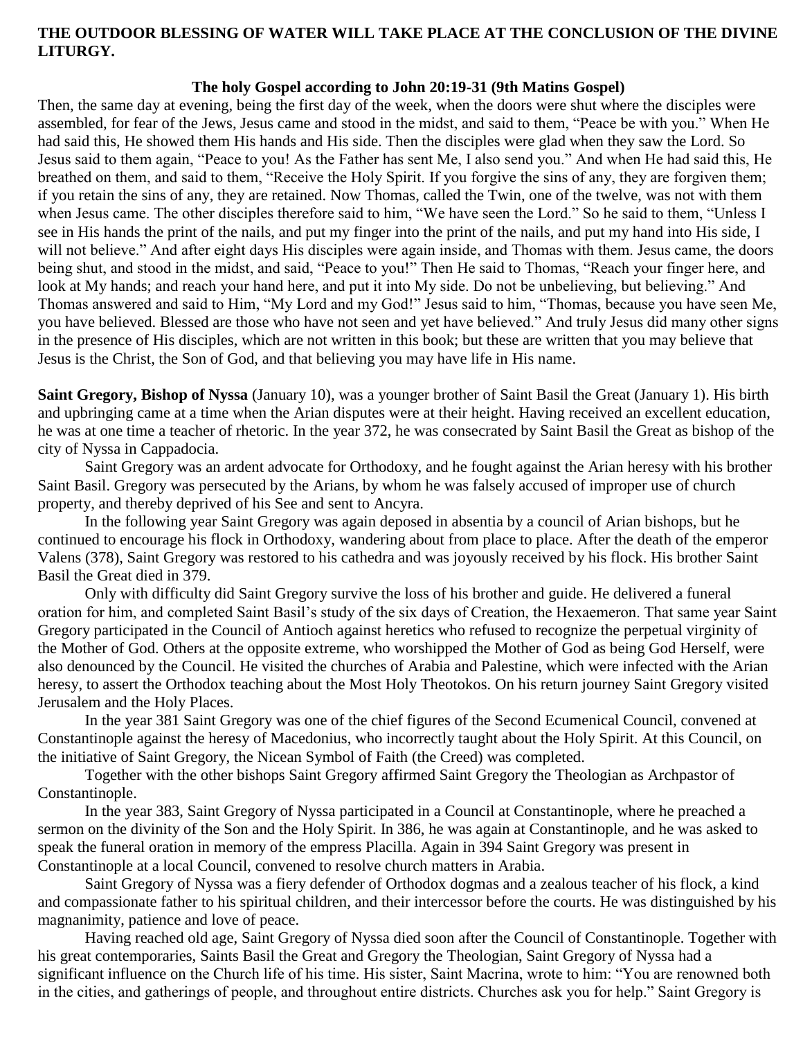**THE OUTDOOR BLESSING OF WATER WILL TAKE PLACE AT THE CONCLUSION OF THE DIVINE LITURGY.**

**The holy Gospel according to John 20:19-31 (9th Matins Gospel)**

Then, the same day at evening, being the first day of the week, when the doors were shut where the disciples were assembled, for fear of the Jews, Jesus came and stood in the midst, and said to them, "Peace be with you." When He had said this, He showed them His hands and His side. Then the disciples were glad when they saw the Lord. So Jesus said to them again, "Peace to you! As the Father has sent Me, I also send you." And when He had said this, He breathed on them, and said to them, "Receive the Holy Spirit. If you forgive the sins of any, they are forgiven them; if you retain the sins of any, they are retained. Now Thomas, called the Twin, one of the twelve, was not with them when Jesus came. The other disciples therefore said to him, "We have seen the Lord." So he said to them, "Unless I see in His hands the print of the nails, and put my finger into the print of the nails, and put my hand into His side, I will not believe." And after eight days His disciples were again inside, and Thomas with them. Jesus came, the doors being shut, and stood in the midst, and said, "Peace to you!" Then He said to Thomas, "Reach your finger here, and look at My hands; and reach your hand here, and put it into My side. Do not be unbelieving, but believing." And Thomas answered and said to Him, "My Lord and my God!" Jesus said to him, "Thomas, because you have seen Me, you have believed. Blessed are those who have not seen and yet have believed." And truly Jesus did many other signs in the presence of His disciples, which are not written in this book; but these are written that you may believe that Jesus is the Christ, the Son of God, and that believing you may have life in His name.

**Saint Gregory, Bishop of Nyssa** (January 10), was a younger brother of Saint Basil the Great (January 1). His birth and upbringing came at a time when the Arian disputes were at their height. Having received an excellent education, he was at one time a teacher of rhetoric. In the year 372, he was consecrated by Saint Basil the Great as bishop of the city of Nyssa in Cappadocia.

Saint Gregory was an ardent advocate for Orthodoxy, and he fought against the Arian heresy with his brother Saint Basil. Gregory was persecuted by the Arians, by whom he was falsely accused of improper use of church property, and thereby deprived of his See and sent to Ancyra.

In the following year Saint Gregory was again deposed in absentia by a council of Arian bishops, but he continued to encourage his flock in Orthodoxy, wandering about from place to place. After the death of the emperor Valens (378), Saint Gregory was restored to his cathedra and was joyously received by his flock. His brother Saint Basil the Great died in 379.

Only with difficulty did Saint Gregory survive the loss of his brother and guide. He delivered a funeral oration for him, and completed Saint Basil's study of the six days of Creation, the Hexaemeron. That same year Saint Gregory participated in the Council of Antioch against heretics who refused to recognize the perpetual virginity of the Mother of God. Others at the opposite extreme, who worshipped the Mother of God as being God Herself, were also denounced by the Council. He visited the churches of Arabia and Palestine, which were infected with the Arian heresy, to assert the Orthodox teaching about the Most Holy Theotokos. On his return journey Saint Gregory visited Jerusalem and the Holy Places.

In the year 381 Saint Gregory was one of the chief figures of the Second Ecumenical Council, convened at Constantinople against the heresy of Macedonius, who incorrectly taught about the Holy Spirit. At this Council, on the initiative of Saint Gregory, the Nicean Symbol of Faith (the Creed) was completed.

Together with the other bishops Saint Gregory affirmed Saint Gregory the Theologian as Archpastor of Constantinople.

In the year 383, Saint Gregory of Nyssa participated in a Council at Constantinople, where he preached a sermon on the divinity of the Son and the Holy Spirit. In 386, he was again at Constantinople, and he was asked to speak the funeral oration in memory of the empress Placilla. Again in 394 Saint Gregory was present in Constantinople at a local Council, convened to resolve church matters in Arabia.

Saint Gregory of Nyssa was a fiery defender of Orthodox dogmas and a zealous teacher of his flock, a kind and compassionate father to his spiritual children, and their intercessor before the courts. He was distinguished by his magnanimity, patience and love of peace.

Having reached old age, Saint Gregory of Nyssa died soon after the Council of Constantinople. Together with his great contemporaries, Saints Basil the Great and Gregory the Theologian, Saint Gregory of Nyssa had a significant influence on the Church life of his time. His sister, Saint Macrina, wrote to him: "You are renowned both in the cities, and gatherings of people, and throughout entire districts. Churches ask you for help." Saint Gregory is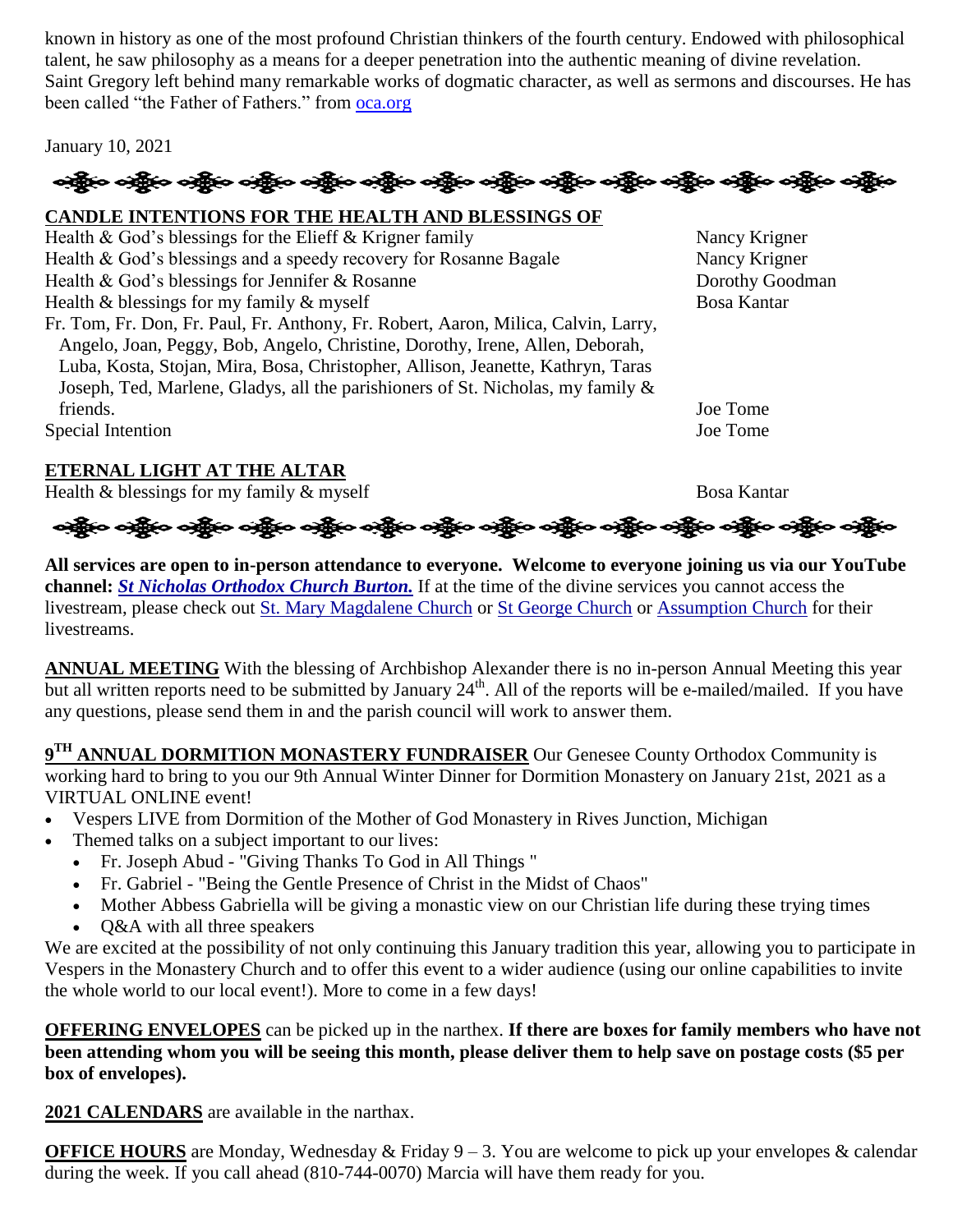known in history as one of the most profound Christian thinkers of the fourth century. Endowed with philosophical talent, he saw philosophy as a means for a deeper penetration into the authentic meaning of divine revelation. Saint Gregory left behind many remarkable works of dogmatic character, as well as sermons and discourses. He has been called "the Father of Fathers." from oca.org

January 10, 2021

**CANDLE INTENTIONS FOR THE HEALTH AND BLESSINGS OF**

| Intention | Offered by |
| --- | --- |
| Health & God's blessings for the Elieff & Krigner family | Nancy Krigner |
| Health & God's blessings and a speedy recovery for Rosanne Bagale | Nancy Krigner |
| Health & God's blessings for Jennifer & Rosanne | Dorothy Goodman |
| Health & blessings for my family & myself | Bosa Kantar |
| Fr. Tom, Fr. Don, Fr. Paul, Fr. Anthony, Fr. Robert, Aaron, Milica, Calvin, Larry, Angelo, Joan, Peggy, Bob, Angelo, Christine, Dorothy, Irene, Allen, Deborah, Luba, Kosta, Stojan, Mira, Bosa, Christopher, Allison, Jeanette, Kathryn, Taras Joseph, Ted, Marlene, Gladys, all the parishioners of St. Nicholas, my family & friends. | Joe Tome |
| Special Intention | Joe Tome |

**ETERNAL LIGHT AT THE ALTAR**

| Intention | Offered by |
| --- | --- |
| Health & blessings for my family & myself | Bosa Kantar |

**All services are open to in-person attendance to everyone. Welcome to everyone joining us via our YouTube channel: *St Nicholas Orthodox Church Burton.*** If at the time of the divine services you cannot access the livestream, please check out St. Mary Magdalene Church or St George Church or Assumption Church for their livestreams.

**ANNUAL MEETING** With the blessing of Archbishop Alexander there is no in-person Annual Meeting this year but all written reports need to be submitted by January 24th. All of the reports will be e-mailed/mailed. If you have any questions, please send them in and the parish council will work to answer them.

**9TH ANNUAL DORMITION MONASTERY FUNDRAISER** Our Genesee County Orthodox Community is working hard to bring to you our 9th Annual Winter Dinner for Dormition Monastery on January 21st, 2021 as a VIRTUAL ONLINE event!

- Vespers LIVE from Dormition of the Mother of God Monastery in Rives Junction, Michigan
- Themed talks on a subject important to our lives:
  - Fr. Joseph Abud - "Giving Thanks To God in All Things "
  - Fr. Gabriel - "Being the Gentle Presence of Christ in the Midst of Chaos"
  - Mother Abbess Gabriella will be giving a monastic view on our Christian life during these trying times
  - Q&A with all three speakers

We are excited at the possibility of not only continuing this January tradition this year, allowing you to participate in Vespers in the Monastery Church and to offer this event to a wider audience (using our online capabilities to invite the whole world to our local event!). More to come in a few days!

**OFFERING ENVELOPES** can be picked up in the narthex. **If there are boxes for family members who have not been attending whom you will be seeing this month, please deliver them to help save on postage costs ($5 per box of envelopes).**

**2021 CALENDARS** are available in the narthax.

**OFFICE HOURS** are Monday, Wednesday & Friday 9 – 3. You are welcome to pick up your envelopes & calendar during the week. If you call ahead (810-744-0070) Marcia will have them ready for you.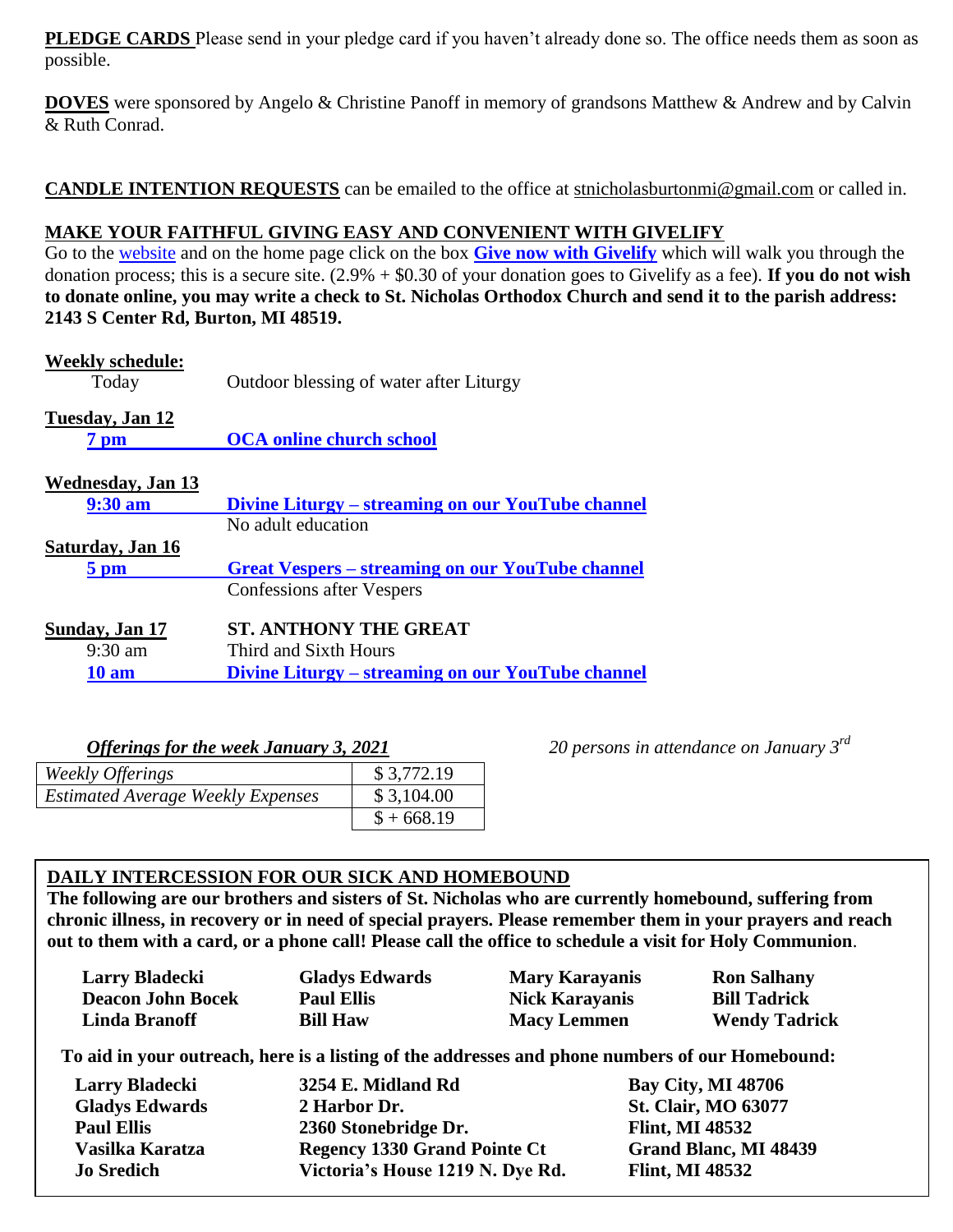**PLEDGE CARDS** Please send in your pledge card if you haven't already done so. The office needs them as soon as possible.

**DOVES** were sponsored by Angelo & Christine Panoff in memory of grandsons Matthew & Andrew and by Calvin & Ruth Conrad.

**CANDLE INTENTION REQUESTS** can be emailed to the office at stnicholasburtonmi@gmail.com or called in.

**MAKE YOUR FAITHFUL GIVING EASY AND CONVENIENT WITH GIVELIFY**

Go to the website and on the home page click on the box **Give now with Givelify** which will walk you through the donation process; this is a secure site. (2.9% + $0.30 of your donation goes to Givelify as a fee). **If you do not wish to donate online, you may write a check to St. Nicholas Orthodox Church and send it to the parish address: 2143 S Center Rd, Burton, MI 48519.**

**Weekly schedule:**

Today — Outdoor blessing of water after Liturgy

**Tuesday, Jan 12**

**7 pm** — **OCA online church school**

**Wednesday, Jan 13**

**9:30 am** — **Divine Liturgy – streaming on our YouTube channel**
No adult education

**Saturday, Jan 16**

**5 pm** — **Great Vespers – streaming on our YouTube channel**
Confessions after Vespers

**Sunday, Jan 17** — **ST. ANTHONY THE GREAT**

9:30 am — Third and Sixth Hours

**10 am** — **Divine Liturgy – streaming on our YouTube channel**

***Offerings for the week January 3, 2021***

| | |
|---|---|
| *Weekly Offerings* | $ 3,772.19 |
| *Estimated Average Weekly Expenses* | $ 3,104.00 |
| | $ + 668.19 |

*20 persons in attendance on January 3rd*

**DAILY INTERCESSION FOR OUR SICK AND HOMEBOUND**

**The following are our brothers and sisters of St. Nicholas who are currently homebound, suffering from chronic illness, in recovery or in need of special prayers. Please remember them in your prayers and reach out to them with a card, or a phone call! Please call the office to schedule a visit for Holy Communion**.

| | | | |
|---|---|---|---|
| **Larry Bladecki** | **Gladys Edwards** | **Mary Karayanis** | **Ron Salhany** |
| **Deacon John Bocek** | **Paul Ellis** | **Nick Karayanis** | **Bill Tadrick** |
| **Linda Branoff** | **Bill Haw** | **Macy Lemmen** | **Wendy Tadrick** |

**To aid in your outreach, here is a listing of the addresses and phone numbers of our Homebound:**

| | | |
|---|---|---|
| **Larry Bladecki** | **3254 E. Midland Rd** | **Bay City, MI 48706** |
| **Gladys Edwards** | **2 Harbor Dr.** | **St. Clair, MO 63077** |
| **Paul Ellis** | **2360 Stonebridge Dr.** | **Flint, MI 48532** |
| **Vasilka Karatza** | **Regency 1330 Grand Pointe Ct** | **Grand Blanc, MI 48439** |
| **Jo Sredich** | **Victoria's House 1219 N. Dye Rd.** | **Flint, MI 48532** |